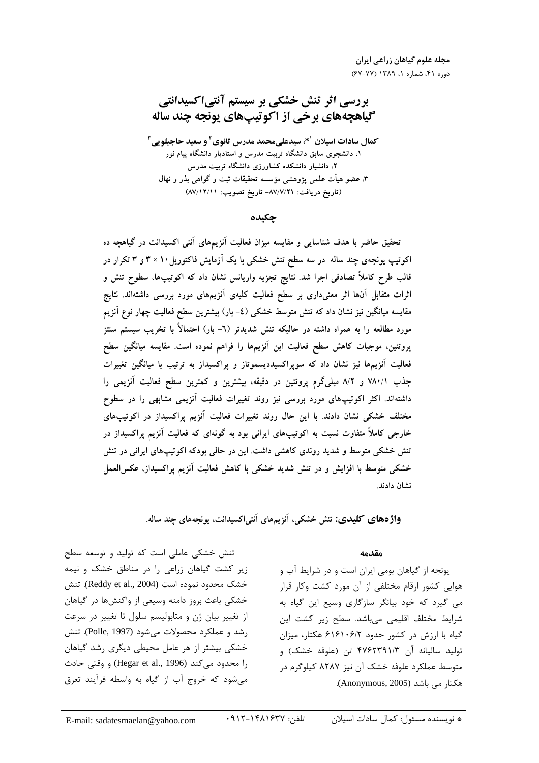# بررسی اثر تنش خشکی بر سیستم آنتی‌اکسیدانتی گیاهچه‌های برخی از اکوتیپ‌های یونجه چند ساله

**کمال سادات اسیلان [1]*، سیدعلی‌محمد مدرس ثانوی [2] و سعید حاجیلویی [3]**

۱، دانشجوی سابق دانشگاه تربیت مدرس و استادیار دانشگاه پیام نور
۲، دانشیار دانشکده کشاورزی دانشگاه تربیت مدرس
۳، عضو هیأت علمی پژوهشی مؤسسه تحقیقات ثبت و گواهی بذر و نهال
(تاریخ دریافت: ۸۷/۷/۲۱ - تاریخ تصویب: ۸۷/۱۲/۱۱)

## چکیده

تحقیق حاضر با هدف شناسایی و مقایسه میزان فعالیت آنزیم‌های آنتی اکسیدانت در گیاهچه ده اکوتیپ یونجه‌ی چند ساله در سه سطح تنش خشکی با یک آزمایش فاکتوریل ۱۰ × ۳ و ۳ تکرار در قالب طرح کاملاً تصادفی اجرا شد. نتایج تجزیه واریانس نشان داد که اکوتیپ‌ها، سطوح تنش و اثرات متقابل آن‌ها اثر معنی‌داری بر سطح فعالیت کلیه‌ی آنزیم‌های مورد بررسی داشته‌اند. نتایج مقایسه میانگین نیز نشان داد که تنش متوسط خشکی (٤- بار) بیشترین سطح فعالیت چهار نوع آنزیم مورد مطالعه را به همراه داشته در حالیکه تنش شدیدتر (٦- بار) احتمالاً با تخریب سیستم سنتز پروتئین، موجبات کاهش سطح فعالیت این آنزیم‌ها را فراهم نموده است. مقایسه میانگین سطح فعالیت آنزیم‌ها نیز نشان داد که سوپراکسیددیسموتاز و پراکسیداز به ترتیب با میانگین تغییرات جذب ۷۸۰/۱ و ۸/۲ میلی‌گرم پروتئین در دقیقه، بیشترین و کمترین سطح فعالیت آنزیمی را داشته‌اند. اکثر اکوتیپ‌های مورد بررسی نیز روند تغییرات فعالیت آنزیمی مشابهی را در سطوح مختلف خشکی نشان دادند. با این حال روند تغییرات فعالیت آنزیم پراکسیداز در اکوتیپ‌های خارجی کاملاً متفاوت نسبت به اکوتیپ‌های ایرانی بود به گونه‌ای که فعالیت آنزیم پراکسیداز در تنش خشکی متوسط و شدید روندی کاهشی داشت. این در حالی بودکه اکوتیپ‌های ایرانی در تنش خشکی متوسط با افزایش و در تنش شدید خشکی با کاهش فعالیت آنزیم پراکسیداز، عکس‌العمل نشان دادند.

**واژه‌های کلیدی:** تنش خشکی، آنزیم‌های آنتی‌اکسیدانت، یونجه‌های چند ساله.

## مقدمه

یونجه از گیاهان بومی ایران است و در شرایط آب و هوایی کشور ارقام مختلفی از آن مورد کشت وکار قرار می گیرد که خود بیانگر سازگاری وسیع این گیاه به شرایط مختلف اقلیمی می‌باشد. سطح زیر کشت این گیاه با ارزش در کشور حدود ۶۱۶۱۰۶/۲ هکتار، میزان تولید سالیانه آن ۴۷۶۲۳۹۱/۳ تن (علوفه خشک) و متوسط عملکرد علوفه خشک آن نیز ۸۲۸۷ کیلوگرم در هکتار می باشد (Anonymous, 2005).

تنش خشکی عاملی است که تولید و توسعه سطح زیر کشت گیاهان زراعی را در مناطق خشک و نیمه خشک محدود نموده است (Reddy et al., 2004). تنش خشکی باعث بروز دامنه وسیعی از واکنش‌ها در گیاهان از تغییر بیان ژن و متابولیسم سلول تا تغییر در سرعت رشد و عملکرد محصولات می‌شود (Polle, 1997). تنش خشکی بیشتر از هر عامل محیطی دیگری رشد گیاهان را محدود می‌کند (Hegar et al., 1996) و وقتی حادث می‌شود که خروج آب از گیاه به واسطه فرآیند تعرق

* نویسنده مسئول: کمال سادات اسیلان تلفن: ۰۹۱۲-۱۴۸۱۶۳۷ E-mail: sadatesmaelan@yahoo.com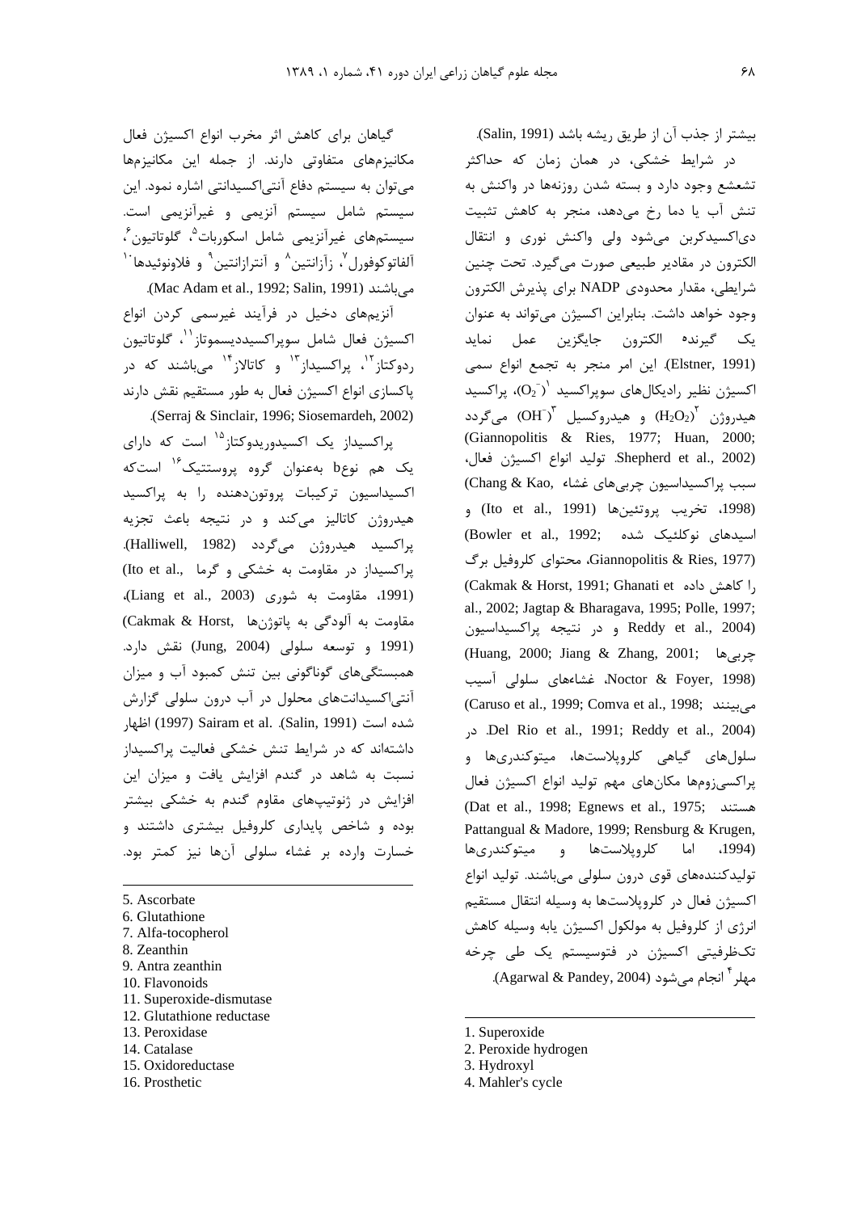بیشتر از جذب آن از طریق ریشه باشد (Salin, 1991).

در شرایط خشکی، در همان زمان که حداکثر تشعشع وجود دارد و بسته شدن روزنه‌ها در واکنش به تنش آب یا دما رخ می‌دهد، منجر به کاهش تثبیت دی‌اکسیدکربن می‌شود ولی واکنش نوری و انتقال الکترون در مقادیر طبیعی صورت می‌گیرد. تحت چنین شرایطی، مقدار محدودی NADP برای پذیرش الکترون وجود خواهد داشت. بنابراین اکسیژن می‌تواند به عنوان یک گیرنده الکترون جایگزین عمل نماید (Elstner, 1991). این امر منجر به تجمع انواع سمی اکسیژن نظیر رادیکال‌های سوپراکسید[1] ($O_2^-$)، پراکسید هیدروژن[2] ($H_2O_2$) و هیدروکسیل[3] ($OH^-$) می‌گردد (Giannopolitis & Ries, 1977; Huan, 2000; Shepherd et al., 2002). تولید انواع اکسیژن فعال، سبب پراکسیداسیون چربی‌های غشاء (Chang & Kao, 1998)، تخریب پروتئین‌ها (Ito et al., 1991) و اسیدهای نوکلئیک شده (Bowler et al., 1992; Giannopolitis & Ries, 1977)، محتوای کلروفیل برگ را کاهش داده (Cakmak & Horst, 1991; Ghanati et al., 2002; Jagtap & Bharagava, 1995; Polle, 1997; Reddy et al., 2004) و در نتیجه پراکسیداسیون چربی‌ها (Huang, 2000; Jiang & Zhang, 2001; Noctor & Foyer, 1998)، غشاءهای سلولی آسیب می‌بینند (Caruso et al., 1999; Comva et al., 1998; Del Rio et al., 1991; Reddy et al., 2004). در سلول‌های گیاهی کلروپلاست‌ها، میتوکندری‌ها و پراکسی‌زوم‌ها مکان‌های مهم تولید انواع اکسیژن فعال هستند (Dat et al., 1998; Egnews et al., 1975; Pattangual & Madore, 1999; Rensburg & Krugen, 1994)، اما کلروپلاست‌ها و میتوکندری‌ها تولیدکننده‌های قوی درون سلولی می‌باشند. تولید انواع اکسیژن فعال در کلروپلاست‌ها به وسیله انتقال مستقیم انرژی از کلروفیل به مولکول اکسیژن یابه وسیله کاهش تک‌ظرفیتی اکسیژن در فتوسیستم یک طی چرخه مهلر[4] انجام می‌شود (Agarwal & Pandey, 2004).

گیاهان برای کاهش اثر مخرب انواع اکسیژن فعال مکانیزم‌های متفاوتی دارند. از جمله این مکانیزم‌ها می‌توان به سیستم دفاع آنتی‌اکسیدانتی اشاره نمود. این سیستم شامل سیستم آنزیمی و غیرآنزیمی است. سیستم‌های غیرآنزیمی شامل اسکوربات[5]، گلوتاتیون[6]، آلفاتوکوفورل[7]، زآزانتین[8] و آنترازانتین[9] و فلاونوئیدها[10] می‌باشند (Mac Adam et al., 1992; Salin, 1991).

آنزیم‌های دخیل در فرآیند غیرسمی کردن انواع اکسیژن فعال شامل سوپراکسیددیسموتاز[11]، گلوتاتیون ردوکتاز[12]، پراکسیداز[13] و کاتالاز[14] می‌باشند که در پاکسازی انواع اکسیژن فعال به طور مستقیم نقش دارند (Serraj & Sinclair, 1996; Siosemardeh, 2002).

پراکسیداز یک اکسیدوریدوکتاز[15] است که دارای یک هم نوع b به‌عنوان گروه پروستتیک[16] است‌که اکسیداسیون ترکیبات پروتون‌دهنده را به پراکسید هیدروژن کاتالیز می‌کند و در نتیجه باعث تجزیه پراکسید هیدروژن می‌گردد (Halliwell, 1982). پراکسیداز در مقاومت به خشکی و گرما (Ito et al., 1991)، مقاومت به شوری (Liang et al., 2003)، مقاومت به آلودگی به پاتوژن‌ها (Cakmak & Horst, 1991) و توسعه سلولی (Jung, 2004) نقش دارد. همبستگی‌های گوناگونی بین تنش کمبود آب و میزان آنتی‌اکسیدانت‌های محلول در آب درون سلولی گزارش شده است (Salin, 1991). Sairam et al. (1997) اظهار داشته‌اند که در شرایط تنش خشکی فعالیت پراکسیداز نسبت به شاهد در گندم افزایش یافت و میزان این افزایش در ژنوتیپ‌های مقاوم گندم به خشکی بیشتر بوده و شاخص پایداری کلروفیل بیشتری داشتند و خسارت وارده بر غشاء سلولی آن‌ها نیز کمتر بود.

---

1. Superoxide
2. Peroxide hydrogen
3. Hydroxyl
4. Mahler's cycle

5. Ascorbate
6. Glutathione
7. Alfa-tocopherol
8. Zeanthin
9. Antra zeanthin
10. Flavonoids
11. Superoxide-dismutase
12. Glutathione reductase
13. Peroxidase
14. Catalase
15. Oxidoreductase
16. Prosthetic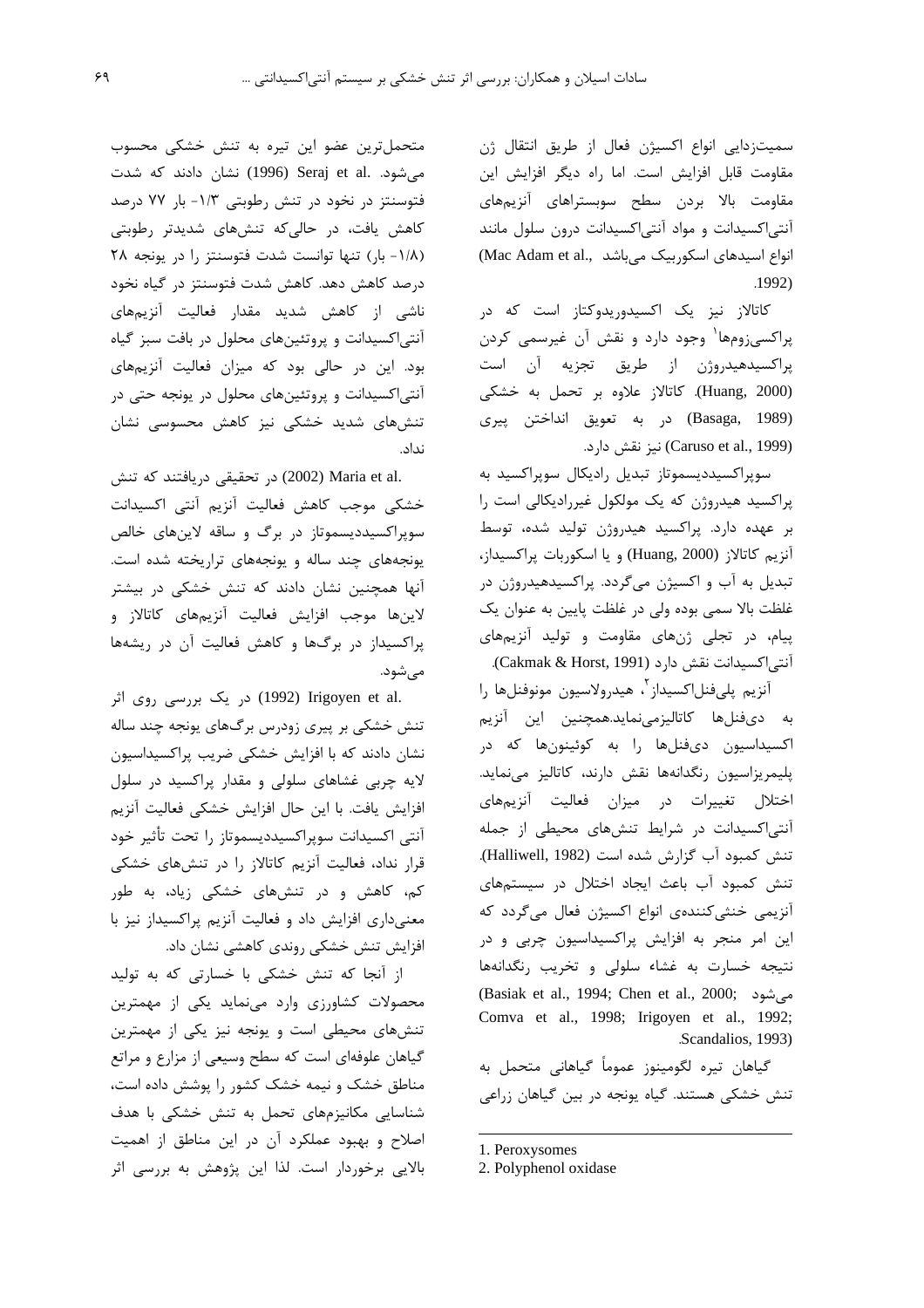سمیت‌زدایی انواع اکسیژن فعال از طریق انتقال ژن مقاومت قابل افزایش است. اما راه دیگر افزایش این مقاومت بالا بردن سطح سوبستراهای آنزیم‌های آنتی‌اکسیدانت و مواد آنتی‌اکسیدانت درون سلول مانند انواع اسیدهای اسکوربیک می‌باشد (Mac Adam et al., 1992).

کاتالاز نیز یک اکسیدوریدوکتاز است که در پراکسی‌زوم‌ها[1] وجود دارد و نقش آن غیرسمی کردن پراکسیدهیدروژن از طریق تجزیه آن است (Huang, 2000). کاتالاز علاوه بر تحمل به خشکی (Basaga, 1989) در به تعویق انداختن پیری (Caruso et al., 1999) نیز نقش دارد.

سوپراکسیددیسموتاز تبدیل رادیکال سوپراکسید به پراکسید هیدروژن که یک مولکول غیررادیکالی است را بر عهده دارد. پراکسید هیدروژن تولید شده، توسط آنزیم کاتالاز (Huang, 2000) و یا اسکوربات پراکسیداز، تبدیل به آب و اکسیژن می‌گردد. پراکسیدهیدروژن در غلظت بالا سمی بوده ولی در غلظت پایین به عنوان یک پیام، در تجلی ژن‌های مقاومت و تولید آنزیم‌های آنتی‌اکسیدانت نقش دارد (Cakmak & Horst, 1991).

آنزیم پلی‌فنل‌اکسیداز[2]، هیدرولاسیون مونوفنل‌ها را به دی‌فنل‌ها کاتالیزمی‌نماید.همچنین این آنزیم اکسیداسیون دی‌فنل‌ها را به کوئینون‌ها که در پلیمریزاسیون رنگدانه‌ها نقش دارند، کاتالیز می‌نماید. اختلال تغییرات در میزان فعالیت آنزیم‌های آنتی‌اکسیدانت در شرایط تنش‌های محیطی از جمله تنش کمبود آب گزارش شده است (Halliwell, 1982). تنش کمبود آب باعث ایجاد اختلال در سیستم‌های آنزیمی خنثی‌کننده‌ی انواع اکسیژن فعال می‌گردد که این امر منجر به افزایش پراکسیداسیون چربی و در نتیجه خسارت به غشاء سلولی و تخریب رنگدانه‌ها می‌شود (Basiak et al., 1994; Chen et al., 2000; Comva et al., 1998; Irigoyen et al., 1992; Scandalios, 1993).

گیاهان تیره لگومینوز عموماً گیاهانی متحمل به تنش خشکی هستند. گیاه یونجه در بین گیاهان زراعی متحمل‌ترین عضو این تیره به تنش خشکی محسوب می‌شود. Seraj et al. (1996) نشان دادند که شدت فتوسنتز در نخود در تنش رطوبتی ۱/۳- بار ۷۷ درصد کاهش یافت، در حالی‌که تنش‌های شدیدتر رطوبتی (۱/۸- بار) تنها توانست شدت فتوسنتز را در یونجه ۲۸ درصد کاهش دهد. کاهش شدت فتوسنتز در گیاه نخود ناشی از کاهش شدید مقدار فعالیت آنزیم‌های آنتی‌اکسیدانت و پروتئین‌های محلول در بافت سبز گیاه بود. این در حالی بود که میزان فعالیت آنزیم‌های آنتی‌اکسیدانت و پروتئین‌های محلول در یونجه حتی در تنش‌های شدید خشکی نیز کاهش محسوسی نشان نداد.

Maria et al. (2002) در تحقیقی دریافتند که تنش خشکی موجب کاهش فعالیت آنزیم آنتی اکسیدانت سوپراکسیددیسموتاز در برگ و ساقه لاین‌های خالص یونجه‌های چند ساله و یونجه‌های تراریخته شده است. آنها همچنین نشان دادند که تنش خشکی در بیشتر لاین‌ها موجب افزایش فعالیت آنزیم‌های کاتالاز و پراکسیداز در برگ‌ها و کاهش فعالیت آن در ریشه‌ها می‌شود.

Irigoyen et al. (1992) در یک بررسی روی اثر تنش خشکی بر پیری زودرس برگ‌های یونجه چند ساله نشان دادند که با افزایش خشکی ضریب پراکسیداسیون لایه چربی غشاهای سلولی و مقدار پراکسید در سلول افزایش یافت. با این حال افزایش خشکی فعالیت آنزیم آنتی اکسیدانت سوپراکسیددیسموتاز را تحت تأثیر خود قرار نداد، فعالیت آنزیم کاتالاز را در تنش‌های خشکی کم، کاهش و در تنش‌های خشکی زیاد، به طور معنی‌داری افزایش داد و فعالیت آنزیم پراکسیداز نیز با افزایش تنش خشکی روندی کاهشی نشان داد.

از آنجا که تنش خشکی با خسارتی که به تولید محصولات کشاورزی وارد می‌نماید یکی از مهمترین تنش‌های محیطی است و یونجه نیز یکی از مهمترین گیاهان علوفه‌ای است که سطح وسیعی از مزارع و مراتع مناطق خشک و نیمه خشک کشور را پوشش داده است، شناسایی مکانیزم‌های تحمل به تنش خشکی با هدف اصلاح و بهبود عملکرد آن در این مناطق از اهمیت بالایی برخوردار است. لذا این پژوهش به بررسی اثر

---

1. Peroxysomes
2. Polyphenol oxidase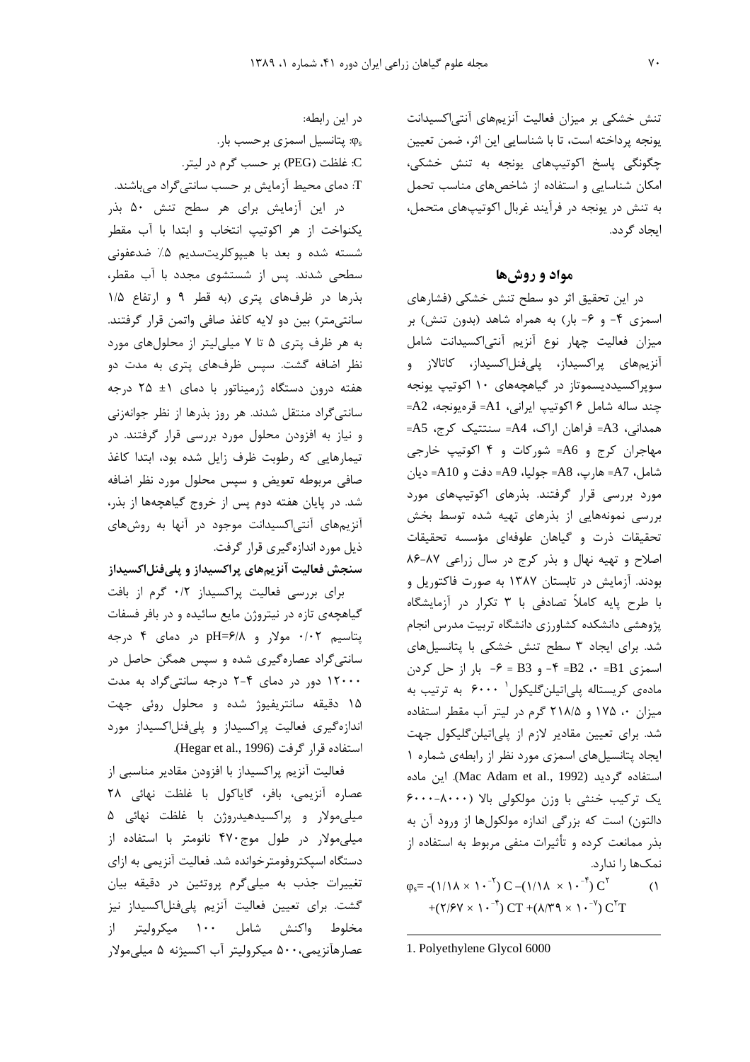تنش خشکی بر میزان فعالیت آنزیم‌های آنتی‌اکسیدانت یونجه پرداخته است، تا با شناسایی این اثر، ضمن تعیین چگونگی پاسخ اکوتیپ‌های یونجه به تنش خشکی، امکان شناسایی و استفاده از شاخص‌های مناسب تحمل به تنش در یونجه در فرآیند غربال اکوتیپ‌های متحمل، ایجاد گردد.

## مواد و روش‌ها

در این تحقیق اثر دو سطح تنش خشکی (فشارهای اسمزی ۴- و ۶- بار) به همراه شاهد (بدون تنش) بر میزان فعالیت چهار نوع آنزیم آنتی‌اکسیدانت شامل آنزیم‌های پراکسیداز، پلی‌فنل‌اکسیداز، کاتالاز و سوپراکسیددیسموتاز در گیاهچه‌های ۱۰ اکوتیپ یونجه چند ساله شامل ۶ اکوتیپ ایرانی، A1= قره‌یونجه، A2= همدانی، A3= فراهان اراک، A4= سنتتیک کرج، A5= مهاجران کرج و A6= شورکات و ۴ اکوتیپ خارجی شامل، A7= هارپ، A8= جولیا، A9= دفت و A10= دیان مورد بررسی قرار گرفتند. بذرهای اکوتیپ‌های مورد بررسی نمونه‌هایی از بذرهای تهیه شده توسط بخش تحقیقات ذرت و گیاهان علوفه‌ای مؤسسه تحقیقات اصلاح و تهیه نهال و بذر کرج در سال زراعی ۸۷-۸۶ بودند. آزمایش در تابستان ۱۳۸۷ به صورت فاکتوریل و با طرح پایه کاملاً تصادفی با ۳ تکرار در آزمایشگاه پژوهشی دانشکده کشاورزی دانشگاه تربیت مدرس انجام شد. برای ایجاد ۳ سطح تنش خشکی با پتانسیل‌های اسمزی B1= ۰، B2= ۴- و B3 = ۶- بار از حل کردن ماده‌ی کریستاله پلی‌اتیلن‌گلیکول[1] ۶۰۰۰ به ترتیب به میزان ۰، ۱۷۵ و ۲۱۸/۵ گرم در لیتر آب مقطر استفاده شد. برای تعیین مقادیر لازم از پلی‌اتیلن‌گلیکول جهت ایجاد پتانسیل‌های اسمزی مورد نظر از رابطه‌ی شماره ۱ استفاده گردید (Mac Adam et al., 1992). این ماده یک ترکیب خنثی با وزن مولکولی بالا (۸۰۰۰-۶۰۰۰ دالتون) است که بزرگی اندازه مولکول‌ها از ورود آن به بذر ممانعت کرده و تأثیرات منفی مربوط به استفاده از نمک‌ها را ندارد.

$$\varphi_s = -(1.18 \times 10^{-2})\, C - (1.18 \times 10^{-4})\, C^2 + (2.67 \times 10^{-4})\, CT + (8.39 \times 10^{-7})\, C^2T \qquad (1)$$

در این رابطه:

$\varphi_s$: پتانسیل اسمزی برحسب بار.

C: غلظت (PEG) بر حسب گرم در لیتر.

T: دمای محیط آزمایش بر حسب سانتی‌گراد می‌باشند.

در این آزمایش برای هر سطح تنش ۵۰ بذر یکنواخت از هر اکوتیپ انتخاب و ابتدا با آب مقطر شسته شده و بعد با هیپوکلریت‌سدیم ۵٪ ضدعفونی سطحی شدند. پس از شستشوی مجدد با آب مقطر، بذرها در ظرف‌های پتری (به قطر ۹ و ارتفاع ۱/۵ سانتی‌متر) بین دو لایه کاغذ صافی واتمن قرار گرفتند. به هر ظرف پتری ۵ تا ۷ میلی‌لیتر از محلول‌های مورد نظر اضافه گشت. سپس ظرف‌های پتری به مدت دو هفته درون دستگاه ژرمیناتور با دمای ۱± ۲۵ درجه سانتی‌گراد منتقل شدند. هر روز بذرها از نظر جوانه‌زنی و نیاز به افزودن محلول مورد بررسی قرار گرفتند. در تیمارهایی که رطوبت ظرف زایل شده بود، ابتدا کاغذ صافی مربوطه تعویض و سپس محلول مورد نظر اضافه شد. در پایان هفته دوم پس از خروج گیاهچه‌ها از بذر، آنزیم‌های آنتی‌اکسیدانت موجود در آنها به روش‌های ذیل مورد اندازه‌گیری قرار گرفت.

### سنجش فعالیت آنزیم‌های پراکسیداز و پلی‌فنل‌اکسیداز

برای بررسی فعالیت پراکسیداز ۰/۲ گرم از بافت گیاهچه‌ی تازه در نیتروژن مایع سائیده و در بافر فسفات پتاسیم ۰/۰۲ مولار و pH=۶/۸ در دمای ۴ درجه سانتی‌گراد عصاره‌گیری شده و سپس همگن حاصل در ۱۲۰۰۰ دور در دمای ۴-۲ درجه سانتی‌گراد به مدت ۱۵ دقیقه سانتریفیوژ شده و محلول روئی جهت اندازه‌گیری فعالیت پراکسیداز و پلی‌فنل‌اکسیداز مورد استفاده قرار گرفت (Hegar et al., 1996).

فعالیت آنزیم پراکسیداز با افزودن مقادیر مناسبی از عصاره آنزیمی، بافر، گایاکول با غلظت نهائی ۲۸ میلی‌مولار و پراکسیدهیدروژن با غلظت نهائی ۵ میلی‌مولار در طول موج ۴۷۰ نانومتر با استفاده از دستگاه اسپکتروفومترخوانده شد. فعالیت آنزیمی به ازای تغییرات جذب به میلی‌گرم پروتئین در دقیقه بیان گشت. برای تعیین فعالیت آنزیم پلی‌فنل‌اکسیداز نیز مخلوط واکنش شامل ۱۰۰ میکرولیتر از عصاره‌آنزیمی، ۵۰۰ میکرولیتر آب اکسیژنه ۵ میلی‌مولار

---

1. Polyethylene Glycol 6000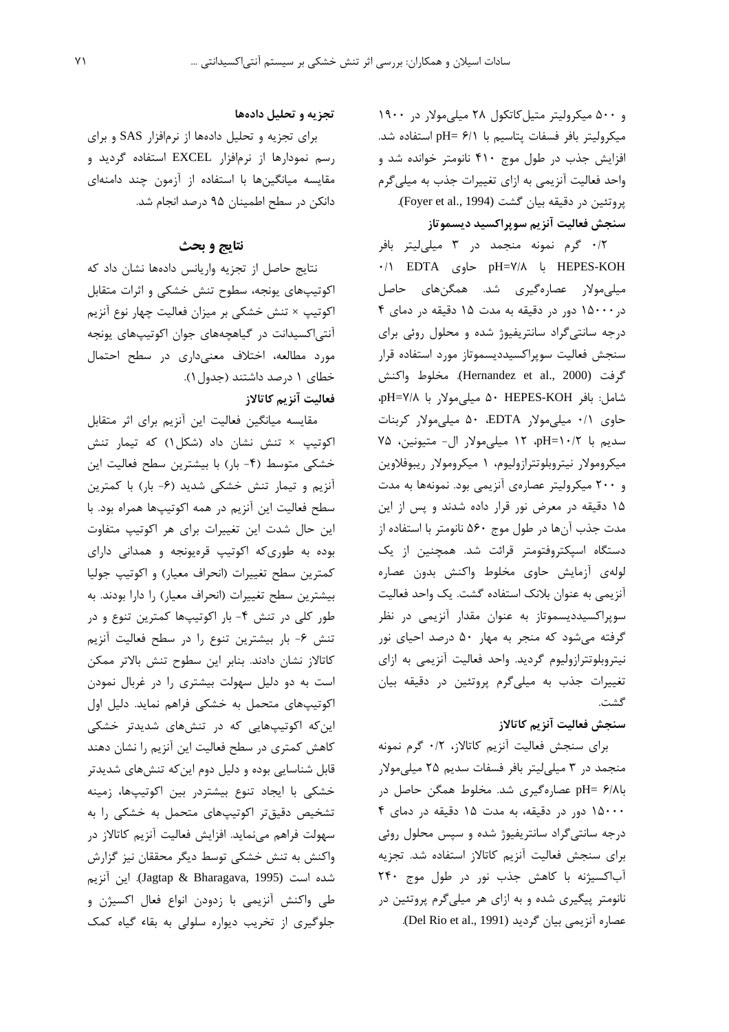و ۵۰۰ میکرولیتر متیل‌کاتکول ۲۸ میلی‌مولار در ۱۹۰۰ میکرولیتر بافر فسفات پتاسیم با pH= ۶/۱ استفاده شد. افزایش جذب در طول موج ۴۱۰ نانومتر خوانده شد و واحد فعالیت آنزیمی به ازای تغییرات جذب به میلی‌گرم پروتئین در دقیقه بیان گشت (Foyer et al., 1994).

**سنجش فعالیت آنزیم سوپراکسید دیسموتاز**

۰/۲ گرم نمونه منجمد در ۳ میلی‌لیتر بافر HEPES-KOH با pH=۷/۸ حاوی EDTA ۰/۱ میلی‌مولار عصاره‌گیری شد. همگن‌های حاصل در ۱۵۰۰۰ دور در دقیقه به مدت ۱۵ دقیقه در دمای ۴ درجه سانتی‌گراد سانتریفیوژ شده و محلول روئی برای سنجش فعالیت سوپراکسیددیسموتاز مورد استفاده قرار گرفت (Hernandez et al., 2000). مخلوط واکنش شامل: بافر HEPES-KOH ۵۰ میلی‌مولار با pH=۷/۸، حاوی ۰/۱ میلی‌مولار EDTA، ۵۰ میلی‌مولار کربنات سدیم با pH=۱۰/۲، ۱۲ میلی‌مولار ال- متیونین، ۷۵ میکرومولار نیتروبلوتترازولیوم، ۱ میکرومولار ریبوفلاوین و ۲۰۰ میکرولیتر عصاره‌ی آنزیمی بود. نمونه‌ها به مدت ۱۵ دقیقه در معرض نور قرار داده شدند و پس از این مدت جذب آن‌ها در طول موج ۵۶۰ نانومتر با استفاده از دستگاه اسپکتروفتومتر قرائت شد. همچنین از یک لوله‌ی آزمایش حاوی مخلوط واکنش بدون عصاره آنزیمی به عنوان بلانک استفاده گشت. یک واحد فعالیت سوپراکسیددیسموتاز به عنوان مقدار آنزیمی در نظر گرفته می‌شود که منجر به مهار ۵۰ درصد احیای نور نیتروبلوتترازولیوم گردید. واحد فعالیت آنزیمی به ازای تغییرات جذب به میلی‌گرم پروتئین در دقیقه بیان گشت.

**سنجش فعالیت آنزیم کاتالاز**

برای سنجش فعالیت آنزیم کاتالاز، ۰/۲ گرم نمونه منجمد در ۳ میلی‌لیتر بافر فسفات سدیم ۲۵ میلی‌مولار باpH= ۶/۸ عصاره‌گیری شد. مخلوط همگن حاصل در ۱۵۰۰۰ دور در دقیقه، به مدت ۱۵ دقیقه در دمای ۴ درجه سانتی‌گراد سانتریفیوژ شده و سپس محلول روئی برای سنجش فعالیت آنزیم کاتالاز استفاده شد. تجزیه آب‌اکسیژنه با کاهش جذب نور در طول موج ۲۴۰ نانومتر پیگیری شده و به ازای هر میلی‌گرم پروتئین در عصاره آنزیمی بیان گردید (Del Rio et al., 1991).

**تجزیه و تحلیل داده‌ها**

برای تجزیه و تحلیل داده‌ها از نرم‌افزار SAS و برای رسم نمودارها از نرم‌افزار EXCEL استفاده گردید و مقایسه میانگین‌ها با استفاده از آزمون چند دامنه‌ای دانکن در سطح اطمینان ۹۵ درصد انجام شد.

## نتایج و بحث

نتایج حاصل از تجزیه واریانس داده‌ها نشان داد که اکوتیپ‌های یونجه، سطوح تنش خشکی و اثرات متقابل اکوتیپ × تنش خشکی بر میزان فعالیت چهار نوع آنزیم آنتی‌اکسیدانت در گیاهچه‌های جوان اکوتیپ‌های یونجه مورد مطالعه، اختلاف معنی‌داری در سطح احتمال خطای ۱ درصد داشتند (جدول ۱).

**فعالیت آنزیم کاتالاز**

مقایسه میانگین فعالیت این آنزیم برای اثر متقابل اکوتیپ × تنش نشان داد (شکل۱) که تیمار تنش خشکی متوسط (۴- بار) با بیشترین سطح فعالیت این آنزیم و تیمار تنش خشکی شدید (۶- بار) با کمترین سطح فعالیت این آنزیم در همه اکوتیپ‌ها همراه بود. با این حال شدت این تغییرات برای هر اکوتیپ متفاوت بوده به طوری‌که اکوتیپ قره‌یونجه و همدانی دارای کمترین سطح تغییرات (انحراف معیار) و اکوتیپ جولیا بیشترین سطح تغییرات (انحراف معیار) را دارا بودند. به طور کلی در تنش ۴- بار اکوتیپ‌ها کمترین تنوع و در تنش ۶- بار بیشترین تنوع را در سطح فعالیت آنزیم کاتالاز نشان دادند. بنابر این سطوح تنش بالاتر ممکن است به دو دلیل سهولت بیشتری را در غربال نمودن اکوتیپ‌های متحمل به خشکی فراهم نماید. دلیل اول این‌که اکوتیپ‌هایی که در تنش‌های شدیدتر خشکی کاهش کمتری در سطح فعالیت این آنزیم را نشان دهند قابل شناسایی بوده و دلیل دوم این‌که تنش‌های شدیدتر خشکی با ایجاد تنوع بیشتردر بین اکوتیپ‌ها، زمینه تشخیص دقیق‌تر اکوتیپ‌های متحمل به خشکی را به سهولت فراهم می‌نماید. افزایش فعالیت آنزیم کاتالاز در واکنش به تنش خشکی توسط دیگر محققان نیز گزارش شده است (Jagtap & Bharagava, 1995). این آنزیم طی واکنش آنزیمی با زدودن انواع فعال اکسیژن و جلوگیری از تخریب دیواره سلولی به بقاء گیاه کمک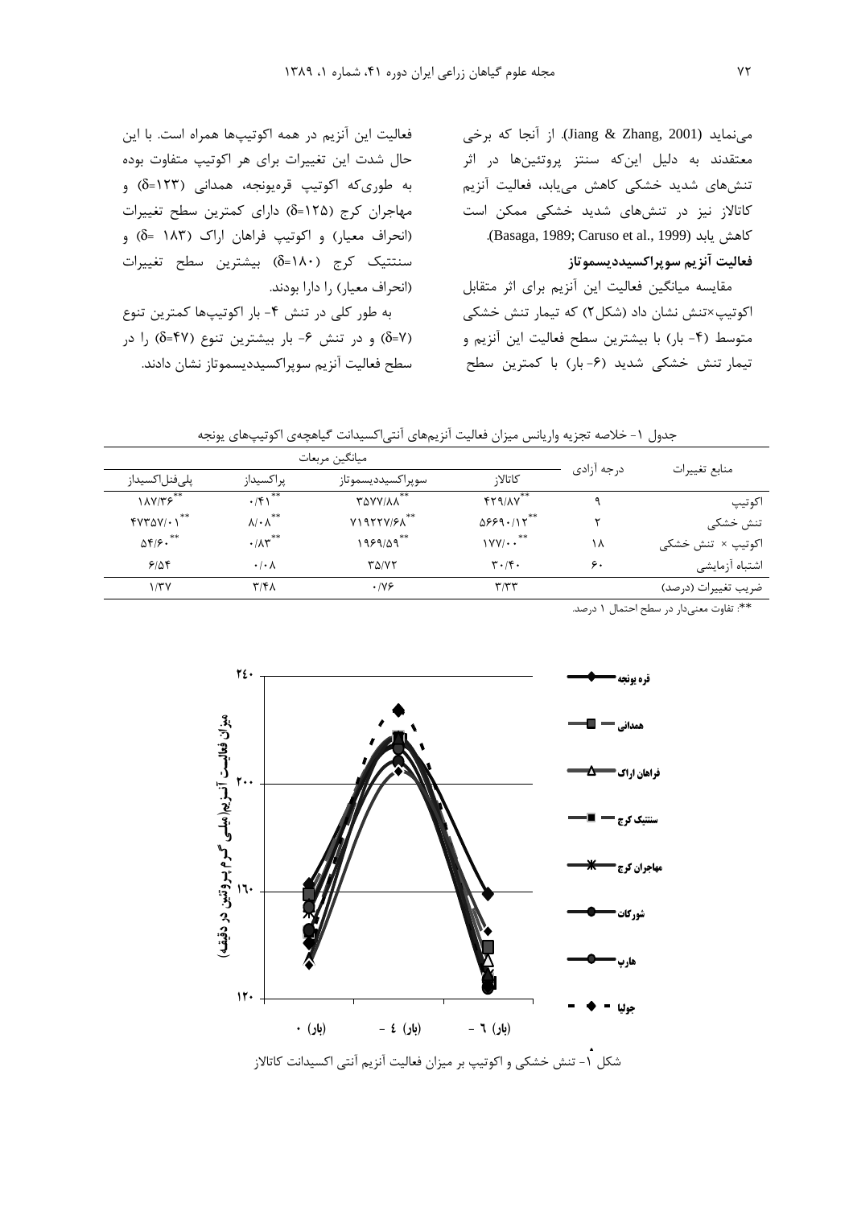می‌نماید (Jiang & Zhang, 2001). از آنجا که برخی معتقدند به دلیل این‌که سنتز پروتئین‌ها در اثر تنش‌های شدید خشکی کاهش می‌یابد، فعالیت آنزیم کاتالاز نیز در تنش‌های شدید خشکی ممکن است کاهش یابد (Basaga, 1989; Caruso et al., 1999).

**فعالیت آنزیم سوپراکسیددیسموتاز**

مقایسه میانگین فعالیت این آنزیم برای اثر متقابل اکوتیپ×تنش نشان داد (شکل۲) که تیمار تنش خشکی متوسط (۴- بار) با بیشترین سطح فعالیت این آنزیم و تیمار تنش خشکی شدید (۶- بار) با کمترین سطح فعالیت این آنزیم در همه اکوتیپ‌ها همراه است. با این حال شدت این تغییرات برای هر اکوتیپ متفاوت بوده به طوری‌که اکوتیپ قره‌یونجه، همدانی (δ=۱۲۳) و مهاجران کرج (δ=۱۲۵) دارای کمترین سطح تغییرات (انحراف معیار) و اکوتیپ فراهان اراک (δ= ۱۸۳) و سنتتیک کرج (δ=۱۸۰) بیشترین سطح تغییرات (انحراف معیار) را دارا بودند.

به طور کلی در تنش ۴- بار اکوتیپ‌ها کمترین تنوع (δ=۷) و در تنش ۶- بار بیشترین تنوع (δ=۴۷) را در سطح فعالیت آنزیم سوپراکسیددیسموتاز نشان دادند.

جدول ۱- خلاصه تجزیه واریانس میزان فعالیت آنزیم‌های آنتی‌اکسیدانت گیاهچه‌ی اکوتیپ‌های یونجه

| منابع تغییرات | درجه آزادی | میانگین مربعات | | | |
|---|---|---|---|---|---|
| | | کاتالاز | سوپراکسیددیسموتاز | پراکسیداز | پلی‌فنل‌اکسیداز |
| اکوتیپ | ۹ | \*\*۴۲۹/۸۷ | \*\*۳۵۷۷/۸۸ | \*\*۰/۴۱ | \*\*۱۸۷/۳۶ |
| تنش خشکی | ۲ | \*\*۵۶۶۹۰/۱۲ | \*\*۷۱۹۲۲۷/۶۸ | \*\*۸/۰۸ | \*\*۴۷۳۵۷/۰۱ |
| اکوتیپ × تنش خشکی | ۱۸ | \*\*۱۷۷/۰۰ | \*\*۱۹۶۹/۵۹ | \*\*۰/۸۳ | \*\*۵۴/۶۰ |
| اشتباه آزمایشی | ۶۰ | ۳۰/۴۰ | ۳۵/۷۲ | ۰/۰۸ | ۶/۵۴ |
| ضریب تغییرات (درصد) | | ۳/۳۳ | ۰/۷۶ | ۳/۴۸ | ۱/۳۷ |

\*\*: تفاوت معنی‌دار در سطح احتمال ۱ درصد.

شکل ۱- تنش خشکی و اکوتیپ بر میزان فعالیت آنزیم آنتی اکسیدانت کاتالاز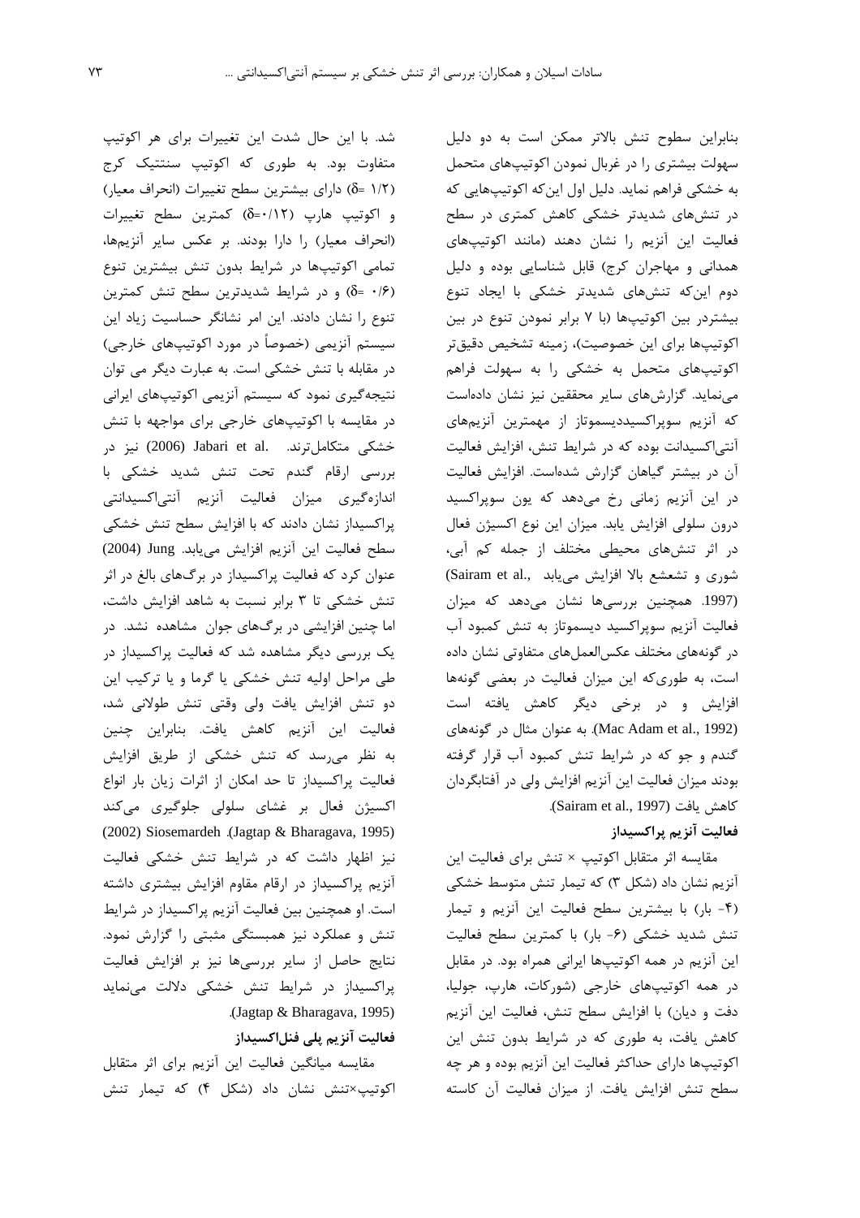بنابراین سطوح تنش بالاتر ممکن است به دو دلیل سهولت بیشتری را در غربال نمودن اکوتیپ‌های متحمل به خشکی فراهم نماید. دلیل اول این‌که اکوتیپ‌هایی که در تنش‌های شدیدتر خشکی کاهش کمتری در سطح فعالیت این آنزیم را نشان دهند (مانند اکوتیپ‌های همدانی و مهاجران کرج) قابل شناسایی بوده و دلیل دوم این‌که تنش‌های شدیدتر خشکی با ایجاد تنوع بیشتردر بین اکوتیپ‌ها (با ۷ برابر نمودن تنوع در بین اکوتیپ‌ها برای این خصوصیت)، زمینه تشخیص دقیق‌تر اکوتیپ‌های متحمل به خشکی را به سهولت فراهم می‌نماید. گزارش‌های سایر محققین نیز نشان داده‌است که آنزیم سوپراکسیددیسموتاز از مهمترین آنزیم‌های آنتی‌اکسیدانت بوده که در شرایط تنش، افزایش فعالیت آن در بیشتر گیاهان گزارش شده‌است. افزایش فعالیت در این آنزیم زمانی رخ می‌دهد که یون سوپراکسید درون سلولی افزایش یابد. میزان این نوع اکسیژن فعال در اثر تنش‌های محیطی مختلف از جمله کم آبی، شوری و تشعشع بالا افزایش می‌یابد (Sairam et al., 1997). همچنین بررسی‌ها نشان می‌دهد که میزان فعالیت آنزیم سوپراکسید دیسموتاز به تنش کمبود آب در گونه‌های مختلف عکس‌العمل‌های متفاوتی نشان داده است، به طوری‌که این میزان فعالیت در بعضی گونه‌ها افزایش و در برخی دیگر کاهش یافته است (Mac Adam et al., 1992). به عنوان مثال در گونه‌های گندم و جو که در شرایط تنش کمبود آب قرار گرفته بودند میزان فعالیت این آنزیم افزایش ولی در آفتابگردان کاهش یافت (Sairam et al., 1997).

**فعالیت آنزیم پراکسیداز**

مقایسه اثر متقابل اکوتیپ × تنش برای فعالیت این آنزیم نشان داد (شکل ۳) که تیمار تنش متوسط خشکی (۴- بار) با بیشترین سطح فعالیت این آنزیم و تیمار تنش شدید خشکی (۶- بار) با کمترین سطح فعالیت این آنزیم در همه اکوتیپ‌ها ایرانی همراه بود. در مقابل در همه اکوتیپ‌های خارجی (شورکات، هارپ، جولیا، دفت و دیان) با افزایش سطح تنش، فعالیت این آنزیم کاهش یافت، به طوری که در شرایط بدون تنش این اکوتیپ‌ها دارای حداکثر فعالیت این آنزیم بوده و هر چه سطح تنش افزایش یافت. از میزان فعالیت آن کاسته شد. با این حال شدت این تغییرات برای هر اکوتیپ متفاوت بود. به طوری که اکوتیپ سنتتیک کرج (δ= ۱/۲) دارای بیشترین سطح تغییرات (انحراف معیار) و اکوتیپ هارپ (δ=۰/۱۲) کمترین سطح تغییرات (انحراف معیار) را دارا بودند. بر عکس سایر آنزیم‌ها، تمامی اکوتیپ‌ها در شرایط بدون تنش بیشترین تنوع (δ= ۰/۶) و در شرایط شدیدترین سطح تنش کمترین تنوع را نشان دادند. این امر نشانگر حساسیت زیاد این سیستم آنزیمی (خصوصاً در مورد اکوتیپ‌های خارجی) در مقابله با تنش خشکی است. به عبارت دیگر می توان نتیجه‌گیری نمود که سیستم آنزیمی اکوتیپ‌های ایرانی در مقایسه با اکوتیپ‌های خارجی برای مواجهه با تنش خشکی متکامل‌ترند. Jabari et al. (2006) نیز در بررسی ارقام گندم تحت تنش شدید خشکی با اندازه‌گیری میزان فعالیت آنزیم آنتی‌اکسیدانتی پراکسیداز نشان دادند که با افزایش سطح تنش خشکی سطح فعالیت این آنزیم افزایش می‌یابد. Jung (2004) عنوان کرد که فعالیت پراکسیداز در برگ‌های بالغ در اثر تنش خشکی تا ۳ برابر نسبت به شاهد افزایش داشت، اما چنین افزایشی در برگ‌های جوان مشاهده نشد. در یک بررسی دیگر مشاهده شد که فعالیت پراکسیداز در طی مراحل اولیه تنش خشکی یا گرما و یا ترکیب این دو تنش افزایش یافت ولی وقتی تنش طولانی شد، فعالیت این آنزیم کاهش یافت. بنابراین چنین به نظر می‌رسد که تنش خشکی از طریق افزایش فعالیت پراکسیداز تا حد امکان از اثرات زیان بار انواع اکسیژن فعال بر غشای سلولی جلوگیری می‌کند (Jagtap & Bharagava, 1995). Siosemardeh (2002) نیز اظهار داشت که در شرایط تنش خشکی فعالیت آنزیم پراکسیداز در ارقام مقاوم افزایش بیشتری داشته است. او همچنین بین فعالیت آنزیم پراکسیداز در شرایط تنش و عملکرد نیز همبستگی مثبتی را گزارش نمود. نتایج حاصل از سایر بررسی‌ها نیز بر افزایش فعالیت پراکسیداز در شرایط تنش خشکی دلالت می‌نماید (Jagtap & Bharagava, 1995).

**فعالیت آنزیم پلی فنل‌اکسیداز**

مقایسه میانگین فعالیت این آنزیم برای اثر متقابل اکوتیپ×تنش نشان داد (شکل ۴) که تیمار تنش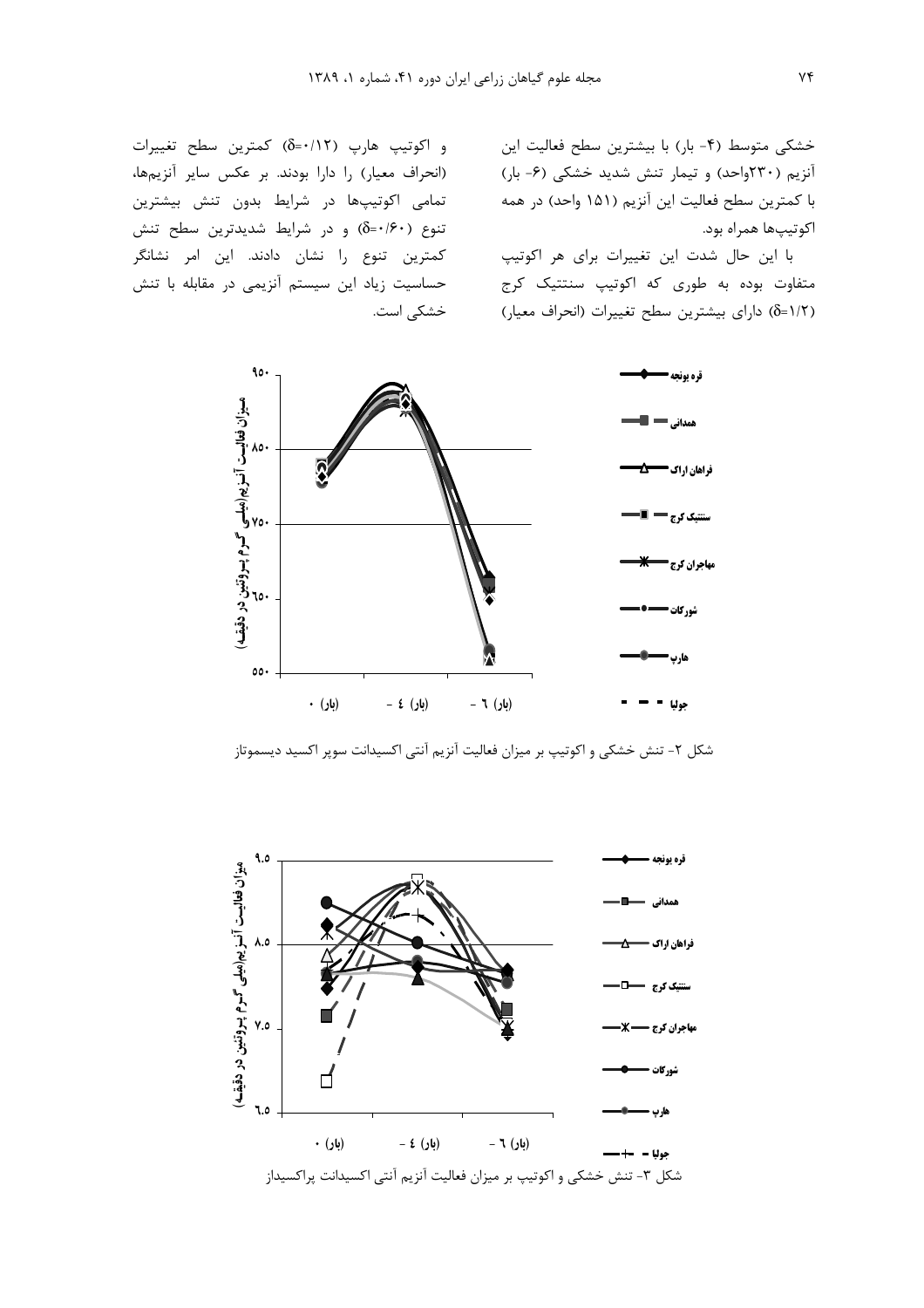خشکی متوسط (۴- بار) با بیشترین سطح فعالیت این آنزیم (۲۳۰واحد) و تیمار تنش شدید خشکی (۶- بار) با کمترین سطح فعالیت این آنزیم (۱۵۱ واحد) در همه اکوتیپ‌ها همراه بود.

با این حال شدت این تغییرات برای هر اکوتیپ متفاوت بوده به طوری که اکوتیپ سنتتیک کرج (δ=۱/۲) دارای بیشترین سطح تغییرات (انحراف معیار) و اکوتیپ هارپ (δ=۰/۱۲) کمترین سطح تغییرات (انحراف معیار) را دارا بودند. بر عکس سایر آنزیم‌ها، تمامی اکوتیپ‌ها در شرایط بدون تنش بیشترین تنوع (δ=۰/۶۰) و در شرایط شدیدترین سطح تنش کمترین تنوع را نشان دادند. این امر نشانگر حساسیت زیاد این سیستم آنزیمی در مقابله با تنش خشکی است.

شکل ۲- تنش خشکی و اکوتیپ بر میزان فعالیت آنزیم آنتی اکسیدانت سوپر اکسید دیسموتاز

شکل ۳- تنش خشکی و اکوتیپ بر میزان فعالیت آنزیم آنتی اکسیدانت پراکسیداز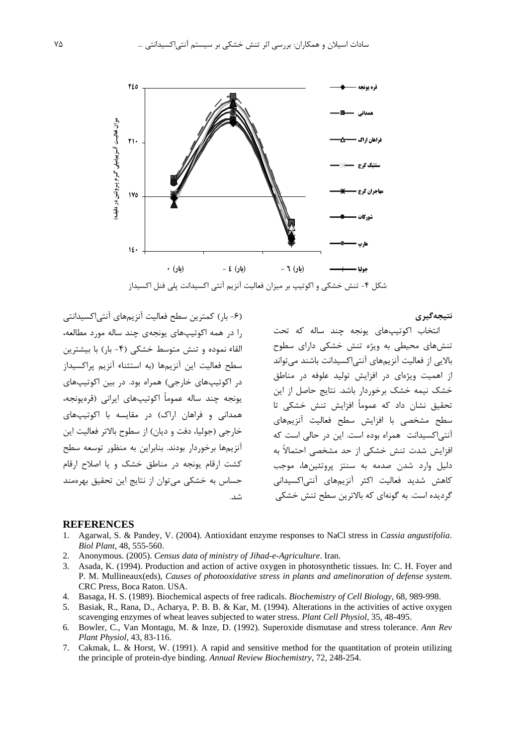شکل ۴- تنش خشکی و اکوتیپ بر میزان فعالیت آنزیم آنتی اکسیدانت پلی فنل اکسیداز

## نتیجه‌گیری

انتخاب اکوتیپ‌های یونجه چند ساله که تحت تنش‌های محیطی به ویژه تنش خشکی دارای سطوح بالایی از فعالیت آنزیم‌های آنتی‌اکسیدانت باشند می‌تواند از اهمیت ویژه‌ای در افزایش تولید علوفه در مناطق خشک نیمه خشک برخوردار باشد. نتایج حاصل از این تحقیق نشان داد که عموماً افزایش تنش خشکی تا سطح مشخصی با افزایش سطح فعالیت آنزیم‌های آنتی‌اکسیدانت همراه بوده است. این در حالی است که افزایش شدت تنش خشکی از حد مشخصی احتمالاً به دلیل وارد شدن صدمه به سنتز پروتئین‌ها، موجب کاهش شدید فعالیت اکثر آنزیم‌های آنتی‌اکسیدانی گردیده است. به گونه‌ای که بالاترین سطح تنش خشکی (۶- بار) کمترین سطح فعالیت آنزیم‌های آنتی‌اکسیدانتی را در همه اکوتیپ‌های یونجه‌ی چند ساله مورد مطالعه، القاء نموده و تنش متوسط خشکی (۴- بار) با بیشترین سطح فعالیت این آنزیم‌ها (به استثناء آنزیم پراکسیداز در اکوتیپ‌های خارجی) همراه بود. در بین اکوتیپ‌های یونجه چند ساله عموماً اکوتیپ‌های ایرانی (قره‌یونجه، همدانی و فراهان اراک) در مقایسه با اکوتیپ‌های خارجی (جولیا، دفت و دیان) از سطوح بالاتر فعالیت این آنزیم‌ها برخوردار بودند. بنابراین به منظور توسعه سطح کشت ارقام یونجه در مناطق خشک و یا اصلاح ارقام حساس به خشکی می‌توان از نتایج این تحقیق بهره‌مند شد.

## REFERENCES

1. Agarwal, S. & Pandey, V. (2004). Antioxidant enzyme responses to NaCl stress in *Cassia angustifolia*. *Biol Plant*, 48, 555-560.
2. Anonymous. (2005). *Census data of ministry of Jihad-e-Agriculture*. Iran.
3. Asada, K. (1994). Production and action of active oxygen in photosynthetic tissues. In: C. H. Foyer and P. M. Mullineaux(eds), *Causes of photooxidative stress in plants and amelinoration of defense system*. CRC Press, Boca Raton. USA.
4. Basaga, H. S. (1989). Biochemical aspects of free radicals. *Biochemistry of Cell Biology*, 68, 989-998.
5. Basiak, R., Rana, D., Acharya, P. B. B. & Kar, M. (1994). Alterations in the activities of active oxygen scavenging enzymes of wheat leaves subjected to water stress. *Plant Cell Physiol*, 35, 48-495.
6. Bowler, C., Van Montagu, M. & Inze, D. (1992). Superoxide dismutase and stress tolerance. *Ann Rev Plant Physiol*, 43, 83-116.
7. Cakmak, L. & Horst, W. (1991). A rapid and sensitive method for the quantitation of protein utilizing the principle of protein-dye binding. *Annual Review Biochemistry*, 72, 248-254.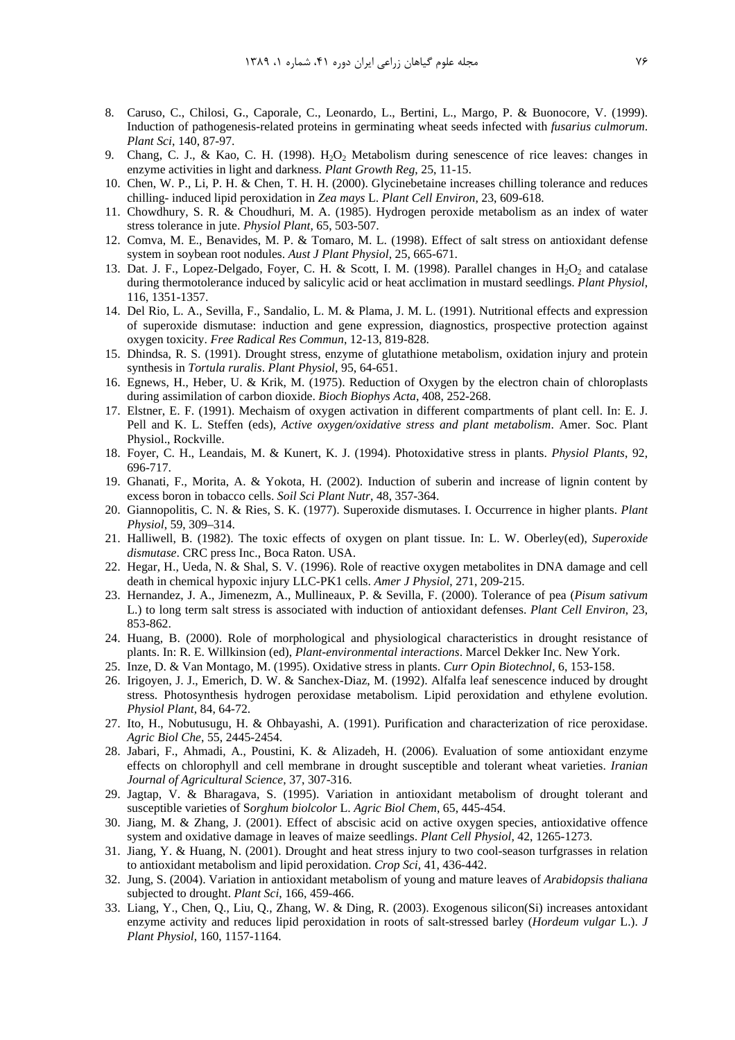8. Caruso, C., Chilosi, G., Caporale, C., Leonardo, L., Bertini, L., Margo, P. & Buonocore, V. (1999). Induction of pathogenesis-related proteins in germinating wheat seeds infected with *fusarius culmorum*. *Plant Sci*, 140, 87-97.
9. Chang, C. J., & Kao, C. H. (1998). $H_2O_2$ Metabolism during senescence of rice leaves: changes in enzyme activities in light and darkness. *Plant Growth Reg*, 25, 11-15.
10. Chen, W. P., Li, P. H. & Chen, T. H. H. (2000). Glycinebetaine increases chilling tolerance and reduces chilling- induced lipid peroxidation in *Zea mays* L. *Plant Cell Environ*, 23, 609-618.
11. Chowdhury, S. R. & Choudhuri, M. A. (1985). Hydrogen peroxide metabolism as an index of water stress tolerance in jute. *Physiol Plant*, 65, 503-507.
12. Comva, M. E., Benavides, M. P. & Tomaro, M. L. (1998). Effect of salt stress on antioxidant defense system in soybean root nodules. *Aust J Plant Physiol*, 25, 665-671.
13. Dat. J. F., Lopez-Delgado, Foyer, C. H. & Scott, I. M. (1998). Parallel changes in $H_2O_2$ and catalase during thermotolerance induced by salicylic acid or heat acclimation in mustard seedlings. *Plant Physiol*, 116, 1351-1357.
14. Del Rio, L. A., Sevilla, F., Sandalio, L. M. & Plama, J. M. L. (1991). Nutritional effects and expression of superoxide dismutase: induction and gene expression, diagnostics, prospective protection against oxygen toxicity. *Free Radical Res Commun*, 12-13, 819-828.
15. Dhindsa, R. S. (1991). Drought stress, enzyme of glutathione metabolism, oxidation injury and protein synthesis in *Tortula ruralis*. *Plant Physiol*, 95, 64-651.
16. Egnews, H., Heber, U. & Krik, M. (1975). Reduction of Oxygen by the electron chain of chloroplasts during assimilation of carbon dioxide. *Bioch Biophys Acta*, 408, 252-268.
17. Elstner, E. F. (1991). Mechaism of oxygen activation in different compartments of plant cell. In: E. J. Pell and K. L. Steffen (eds), *Active oxygen/oxidative stress and plant metabolism*. Amer. Soc. Plant Physiol., Rockville.
18. Foyer, C. H., Leandais, M. & Kunert, K. J. (1994). Photoxidative stress in plants. *Physiol Plants*, 92, 696-717.
19. Ghanati, F., Morita, A. & Yokota, H. (2002). Induction of suberin and increase of lignin content by excess boron in tobacco cells. *Soil Sci Plant Nutr*, 48, 357-364.
20. Giannopolitis, C. N. & Ries, S. K. (1977). Superoxide dismutases. I. Occurrence in higher plants. *Plant Physiol*, 59, 309–314.
21. Halliwell, B. (1982). The toxic effects of oxygen on plant tissue. In: L. W. Oberley(ed), *Superoxide dismutase*. CRC press Inc., Boca Raton. USA.
22. Hegar, H., Ueda, N. & Shal, S. V. (1996). Role of reactive oxygen metabolites in DNA damage and cell death in chemical hypoxic injury LLC-PK1 cells. *Amer J Physiol*, 271, 209-215.
23. Hernandez, J. A., Jimenezm, A., Mullineaux, P. & Sevilla, F. (2000). Tolerance of pea (*Pisum sativum* L.) to long term salt stress is associated with induction of antioxidant defenses. *Plant Cell Environ*, 23, 853-862.
24. Huang, B. (2000). Role of morphological and physiological characteristics in drought resistance of plants. In: R. E. Willkinsion (ed), *Plant-environmental interactions*. Marcel Dekker Inc. New York.
25. Inze, D. & Van Montago, M. (1995). Oxidative stress in plants. *Curr Opin Biotechnol*, 6, 153-158.
26. Irigoyen, J. J., Emerich, D. W. & Sanchex-Diaz, M. (1992). Alfalfa leaf senescence induced by drought stress. Photosynthesis hydrogen peroxidase metabolism. Lipid peroxidation and ethylene evolution. *Physiol Plant*, 84, 64-72.
27. Ito, H., Nobutusugu, H. & Ohbayashi, A. (1991). Purification and characterization of rice peroxidase. *Agric Biol Che*, 55, 2445-2454.
28. Jabari, F., Ahmadi, A., Poustini, K. & Alizadeh, H. (2006). Evaluation of some antioxidant enzyme effects on chlorophyll and cell membrane in drought susceptible and tolerant wheat varieties. *Iranian Journal of Agricultural Science*, 37, 307-316.
29. Jagtap, V. & Bharagava, S. (1995). Variation in antioxidant metabolism of drought tolerant and susceptible varieties of S*orghum biolcolor* L. *Agric Biol Chem*, 65, 445-454.
30. Jiang, M. & Zhang, J. (2001). Effect of abscisic acid on active oxygen species, antioxidative offence system and oxidative damage in leaves of maize seedlings. *Plant Cell Physiol*, 42, 1265-1273.
31. Jiang, Y. & Huang, N. (2001). Drought and heat stress injury to two cool-season turfgrasses in relation to antioxidant metabolism and lipid peroxidation. *Crop Sci*, 41, 436-442.
32. Jung, S. (2004). Variation in antioxidant metabolism of young and mature leaves of *Arabidopsis thaliana* subjected to drought. *Plant Sci*, 166, 459-466.
33. Liang, Y., Chen, Q., Liu, Q., Zhang, W. & Ding, R. (2003). Exogenous silicon(Si) increases antoxidant enzyme activity and reduces lipid peroxidation in roots of salt-stressed barley (*Hordeum vulgar* L.). *J Plant Physiol*, 160, 1157-1164.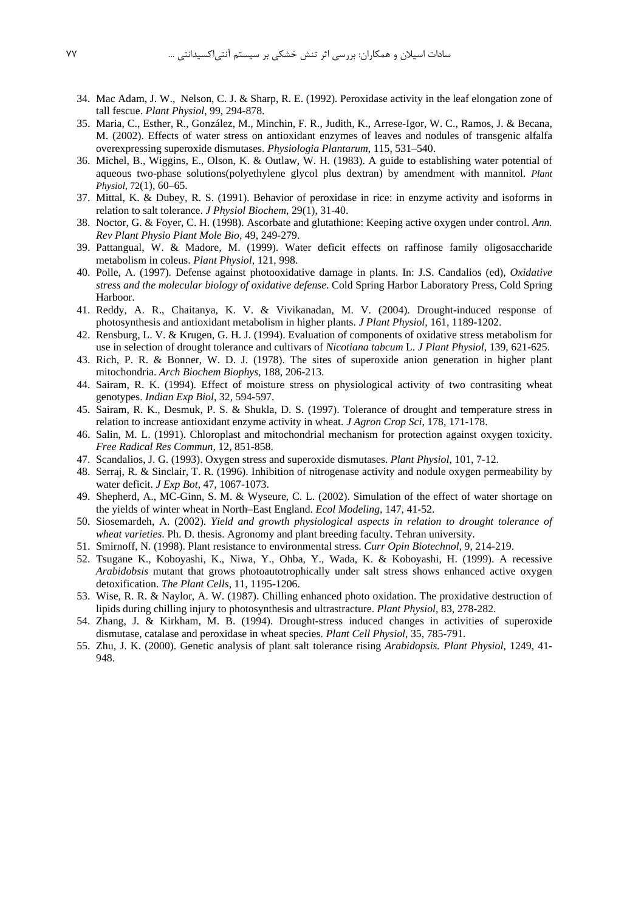34. Mac Adam, J. W., Nelson, C. J. & Sharp, R. E. (1992). Peroxidase activity in the leaf elongation zone of tall fescue. *Plant Physiol*, 99, 294-878.
35. Maria, C., Esther, R., González, M., Minchin, F. R., Judith, K., Arrese-Igor, W. C., Ramos, J. & Becana, M. (2002). Effects of water stress on antioxidant enzymes of leaves and nodules of transgenic alfalfa overexpressing superoxide dismutases. *Physiologia Plantarum*, 115, 531–540.
36. Michel, B., Wiggins, E., Olson, K. & Outlaw, W. H. (1983). A guide to establishing water potential of aqueous two-phase solutions(polyethylene glycol plus dextran) by amendment with mannitol. *Plant Physiol*, 72(1), 60–65.
37. Mittal, K. & Dubey, R. S. (1991). Behavior of peroxidase in rice: in enzyme activity and isoforms in relation to salt tolerance. *J Physiol Biochem*, 29(1), 31-40.
38. Noctor, G. & Foyer, C. H. (1998). Ascorbate and glutathione: Keeping active oxygen under control. *Ann. Rev Plant Physio Plant Mole Bio*, 49, 249-279.
39. Pattangual, W. & Madore, M. (1999). Water deficit effects on raffinose family oligosaccharide metabolism in coleus. *Plant Physiol*, 121, 998.
40. Polle, A. (1997). Defense against photooxidative damage in plants. In: J.S. Candalios (ed), *Oxidative stress and the molecular biology of oxidative defense*. Cold Spring Harbor Laboratory Press, Cold Spring Harboor.
41. Reddy, A. R., Chaitanya, K. V. & Vivikanadan, M. V. (2004). Drought-induced response of photosynthesis and antioxidant metabolism in higher plants. *J Plant Physiol*, 161, 1189-1202.
42. Rensburg, L. V. & Krugen, G. H. J. (1994). Evaluation of components of oxidative stress metabolism for use in selection of drought tolerance and cultivars of *Nicotiana tabcum* L. *J Plant Physiol*, 139, 621-625.
43. Rich, P. R. & Bonner, W. D. J. (1978). The sites of superoxide anion generation in higher plant mitochondria. *Arch Biochem Biophys*, 188, 206-213.
44. Sairam, R. K. (1994). Effect of moisture stress on physiological activity of two contrasiting wheat genotypes. *Indian Exp Biol*, 32, 594-597.
45. Sairam, R. K., Desmuk, P. S. & Shukla, D. S. (1997). Tolerance of drought and temperature stress in relation to increase antioxidant enzyme activity in wheat. *J Agron Crop Sci*, 178, 171-178.
46. Salin, M. L. (1991). Chloroplast and mitochondrial mechanism for protection against oxygen toxicity. *Free Radical Res Commun*, 12, 851-858.
47. Scandalios, J. G. (1993). Oxygen stress and superoxide dismutases. *Plant Physiol*, 101, 7-12.
48. Serraj, R. & Sinclair, T. R. (1996). Inhibition of nitrogenase activity and nodule oxygen permeability by water deficit. *J Exp Bot*, 47, 1067-1073.
49. Shepherd, A., MC-Ginn, S. M. & Wyseure, C. L. (2002). Simulation of the effect of water shortage on the yields of winter wheat in North–East England. *Ecol Modeling*, 147, 41-52.
50. Siosemardeh, A. (2002). *Yield and growth physiological aspects in relation to drought tolerance of wheat varieties*. Ph. D. thesis. Agronomy and plant breeding faculty. Tehran university.
51. Smirnoff, N. (1998). Plant resistance to environmental stress. *Curr Opin Biotechnol*, 9, 214-219.
52. Tsugane K., Koboyashi, K., Niwa, Y., Ohba, Y., Wada, K. & Koboyashi, H. (1999). A recessive *Arabidobsis* mutant that grows photoautotrophically under salt stress shows enhanced active oxygen detoxification. *The Plant Cells*, 11, 1195-1206.
53. Wise, R. R. & Naylor, A. W. (1987). Chilling enhanced photo oxidation. The proxidative destruction of lipids during chilling injury to photosynthesis and ultrastructure. *Plant Physiol*, 83, 278-282.
54. Zhang, J. & Kirkham, M. B. (1994). Drought-stress induced changes in activities of superoxide dismutase, catalase and peroxidase in wheat species. *Plant Cell Physiol*, 35, 785-791.
55. Zhu, J. K. (2000). Genetic analysis of plant salt tolerance rising *Arabidopsis. Plant Physiol*, 1249, 41-948.